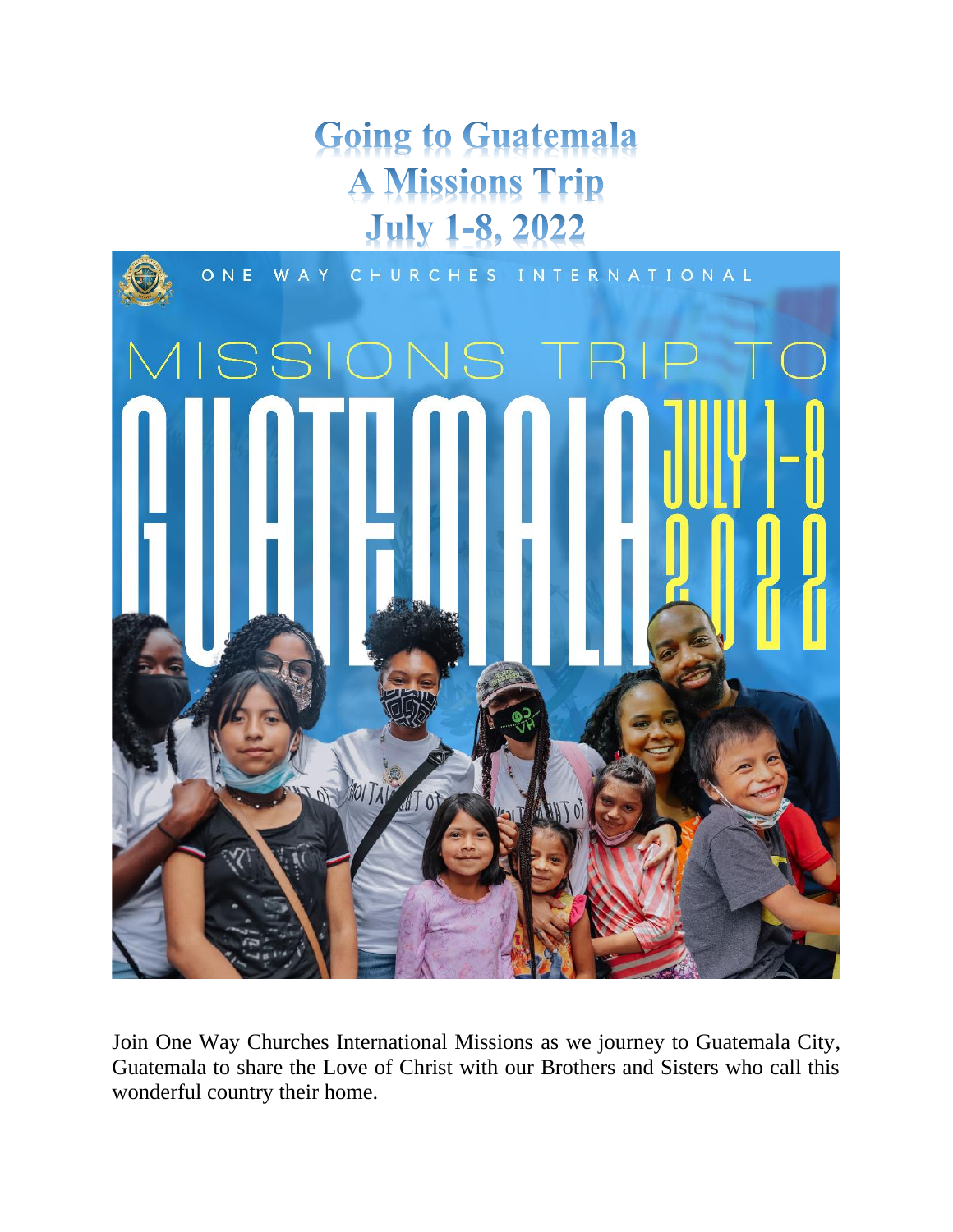# Going to Guatemala
# A Missions Trip
# July 1-8, 2022

ONE WAY CHURCHES INTERNATIONAL

MISSIONS TRIP TO GUATEMALA JULY 1-8 2022

Join One Way Churches International Missions as we journey to Guatemala City, Guatemala to share the Love of Christ with our Brothers and Sisters who call this wonderful country their home.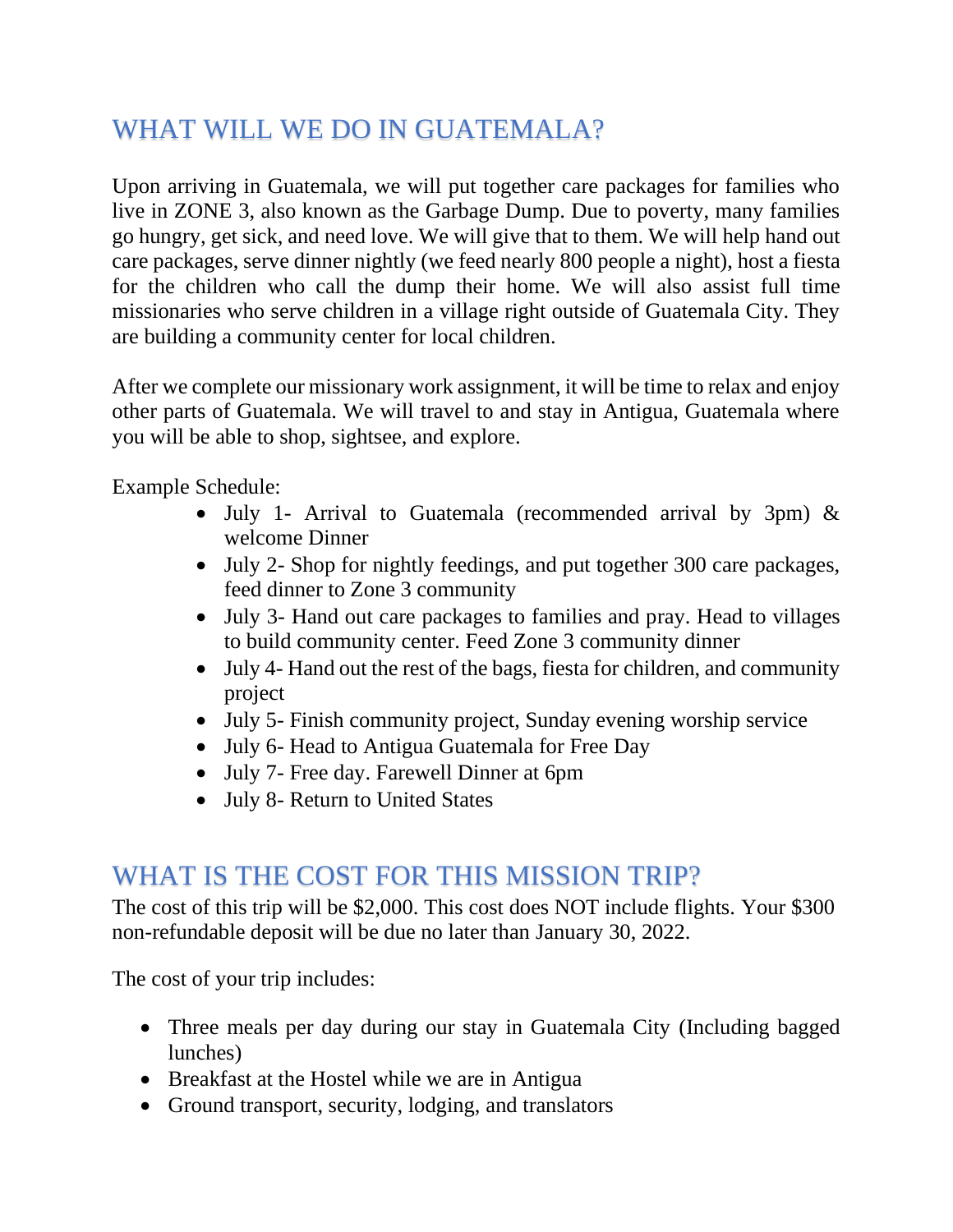## WHAT WILL WE DO IN GUATEMALA?

Upon arriving in Guatemala, we will put together care packages for families who live in ZONE 3, also known as the Garbage Dump. Due to poverty, many families go hungry, get sick, and need love. We will give that to them. We will help hand out care packages, serve dinner nightly (we feed nearly 800 people a night), host a fiesta for the children who call the dump their home. We will also assist full time missionaries who serve children in a village right outside of Guatemala City. They are building a community center for local children.

After we complete our missionary work assignment, it will be time to relax and enjoy other parts of Guatemala. We will travel to and stay in Antigua, Guatemala where you will be able to shop, sightsee, and explore.

Example Schedule:

- July 1- Arrival to Guatemala (recommended arrival by 3pm) & welcome Dinner
- July 2- Shop for nightly feedings, and put together 300 care packages, feed dinner to Zone 3 community
- July 3- Hand out care packages to families and pray. Head to villages to build community center. Feed Zone 3 community dinner
- July 4- Hand out the rest of the bags, fiesta for children, and community project
- July 5- Finish community project, Sunday evening worship service
- July 6- Head to Antigua Guatemala for Free Day
- July 7- Free day. Farewell Dinner at 6pm
- July 8- Return to United States

## WHAT IS THE COST FOR THIS MISSION TRIP?

The cost of this trip will be $2,000. This cost does NOT include flights. Your $300 non-refundable deposit will be due no later than January 30, 2022.

The cost of your trip includes:

- Three meals per day during our stay in Guatemala City (Including bagged lunches)
- Breakfast at the Hostel while we are in Antigua
- Ground transport, security, lodging, and translators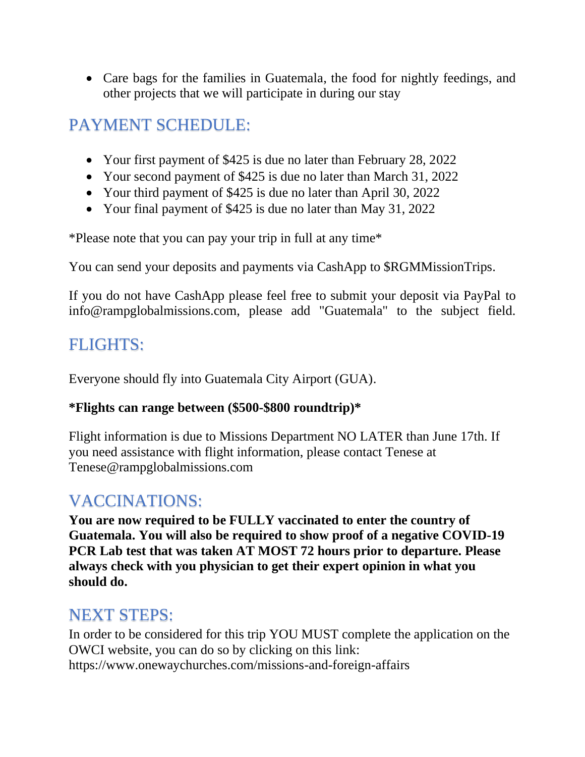- Care bags for the families in Guatemala, the food for nightly feedings, and other projects that we will participate in during our stay

## PAYMENT SCHEDULE:

- Your first payment of $425 is due no later than February 28, 2022
- Your second payment of $425 is due no later than March 31, 2022
- Your third payment of $425 is due no later than April 30, 2022
- Your final payment of $425 is due no later than May 31, 2022

*Please note that you can pay your trip in full at any time*

You can send your deposits and payments via CashApp to $RGMMissionTrips.

If you do not have CashApp please feel free to submit your deposit via PayPal to info@rampglobalmissions.com, please add "Guatemala" to the subject field.

## FLIGHTS:

Everyone should fly into Guatemala City Airport (GUA).

**\*Flights can range between ($500-$800 roundtrip)\***

Flight information is due to Missions Department NO LATER than June 17th. If you need assistance with flight information, please contact Tenese at Tenese@rampglobalmissions.com

## VACCINATIONS:

**You are now required to be FULLY vaccinated to enter the country of Guatemala. You will also be required to show proof of a negative COVID-19 PCR Lab test that was taken AT MOST 72 hours prior to departure. Please always check with you physician to get their expert opinion in what you should do.**

## NEXT STEPS:

In order to be considered for this trip YOU MUST complete the application on the OWCI website, you can do so by clicking on this link: https://www.onewaychurches.com/missions-and-foreign-affairs